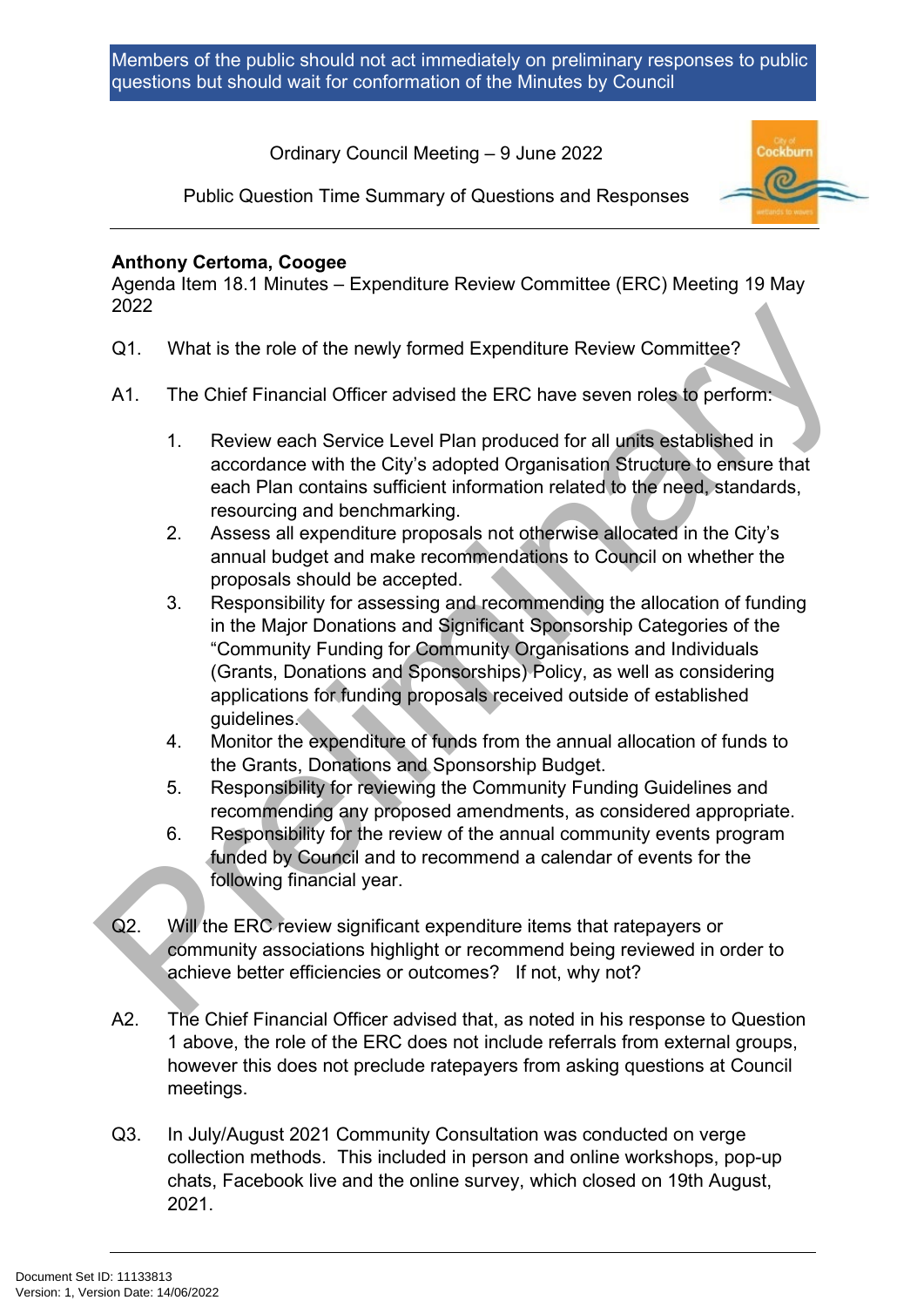Members of the public should not act immediately on preliminary responses to public questions but should wait for conformation of the Minutes by Council

Ordinary Council Meeting – 9 June 2022

Public Question Time Summary of Questions and Responses

**Anthony Certoma, Coogee**
Agenda Item 18.1 Minutes – Expenditure Review Committee (ERC) Meeting 19 May 2022

Q1. What is the role of the newly formed Expenditure Review Committee?

A1. The Chief Financial Officer advised the ERC have seven roles to perform:

1. Review each Service Level Plan produced for all units established in accordance with the City's adopted Organisation Structure to ensure that each Plan contains sufficient information related to the need, standards, resourcing and benchmarking.
2. Assess all expenditure proposals not otherwise allocated in the City's annual budget and make recommendations to Council on whether the proposals should be accepted.
3. Responsibility for assessing and recommending the allocation of funding in the Major Donations and Significant Sponsorship Categories of the "Community Funding for Community Organisations and Individuals (Grants, Donations and Sponsorships) Policy, as well as considering applications for funding proposals received outside of established guidelines.
4. Monitor the expenditure of funds from the annual allocation of funds to the Grants, Donations and Sponsorship Budget.
5. Responsibility for reviewing the Community Funding Guidelines and recommending any proposed amendments, as considered appropriate.
6. Responsibility for the review of the annual community events program funded by Council and to recommend a calendar of events for the following financial year.

Q2. Will the ERC review significant expenditure items that ratepayers or community associations highlight or recommend being reviewed in order to achieve better efficiencies or outcomes? If not, why not?

A2. The Chief Financial Officer advised that, as noted in his response to Question 1 above, the role of the ERC does not include referrals from external groups, however this does not preclude ratepayers from asking questions at Council meetings.

Q3. In July/August 2021 Community Consultation was conducted on verge collection methods. This included in person and online workshops, pop-up chats, Facebook live and the online survey, which closed on 19th August, 2021.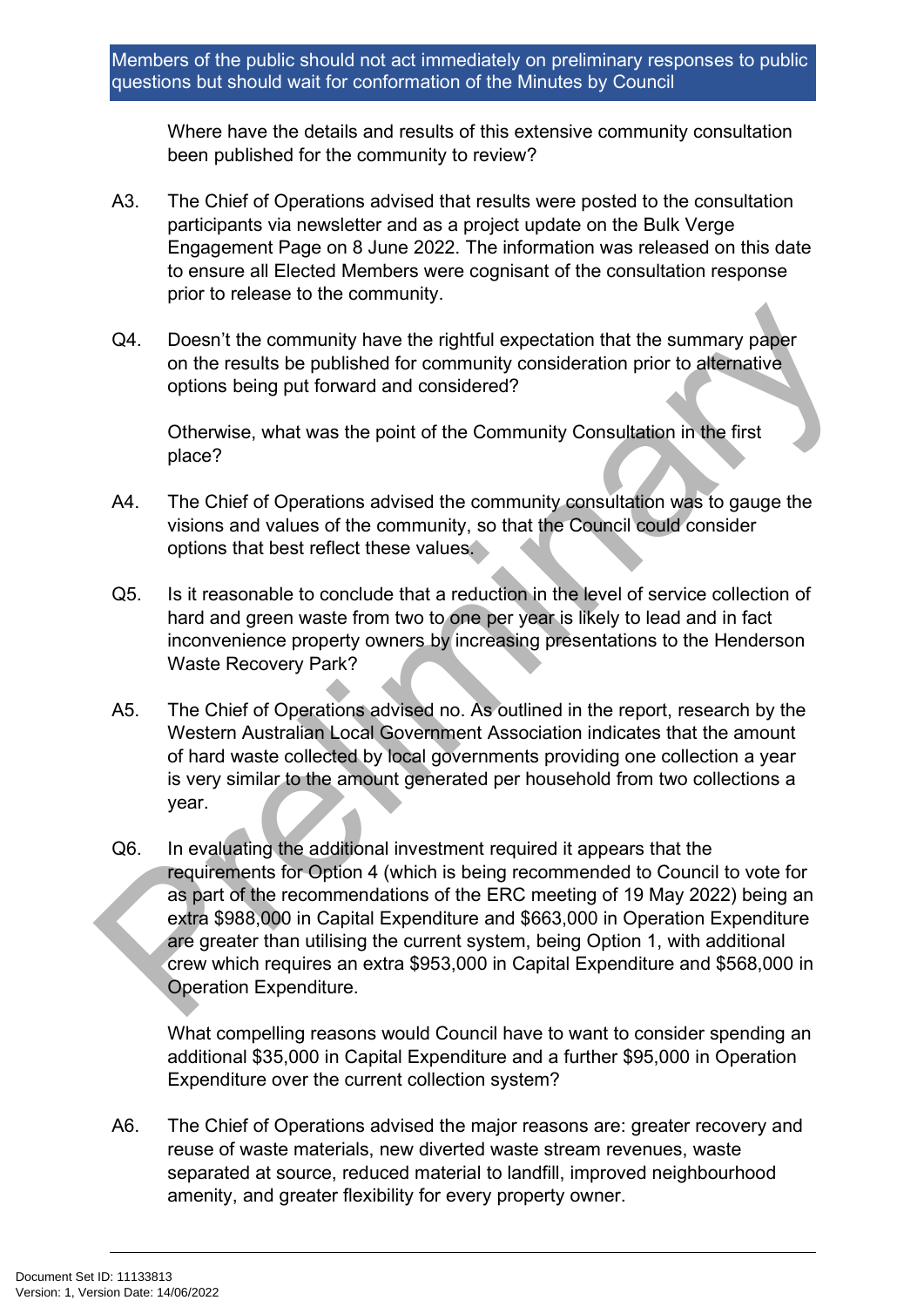Where have the details and results of this extensive community consultation been published for the community to review?

A3. The Chief of Operations advised that results were posted to the consultation participants via newsletter and as a project update on the Bulk Verge Engagement Page on 8 June 2022. The information was released on this date to ensure all Elected Members were cognisant of the consultation response prior to release to the community.

Q4. Doesn't the community have the rightful expectation that the summary paper on the results be published for community consideration prior to alternative options being put forward and considered?

Otherwise, what was the point of the Community Consultation in the first place?

A4. The Chief of Operations advised the community consultation was to gauge the visions and values of the community, so that the Council could consider options that best reflect these values.

Q5. Is it reasonable to conclude that a reduction in the level of service collection of hard and green waste from two to one per year is likely to lead and in fact inconvenience property owners by increasing presentations to the Henderson Waste Recovery Park?

A5. The Chief of Operations advised no. As outlined in the report, research by the Western Australian Local Government Association indicates that the amount of hard waste collected by local governments providing one collection a year is very similar to the amount generated per household from two collections a year.

Q6. In evaluating the additional investment required it appears that the requirements for Option 4 (which is being recommended to Council to vote for as part of the recommendations of the ERC meeting of 19 May 2022) being an extra $988,000 in Capital Expenditure and $663,000 in Operation Expenditure are greater than utilising the current system, being Option 1, with additional crew which requires an extra $953,000 in Capital Expenditure and $568,000 in Operation Expenditure.

What compelling reasons would Council have to want to consider spending an additional $35,000 in Capital Expenditure and a further $95,000 in Operation Expenditure over the current collection system?

A6. The Chief of Operations advised the major reasons are: greater recovery and reuse of waste materials, new diverted waste stream revenues, waste separated at source, reduced material to landfill, improved neighbourhood amenity, and greater flexibility for every property owner.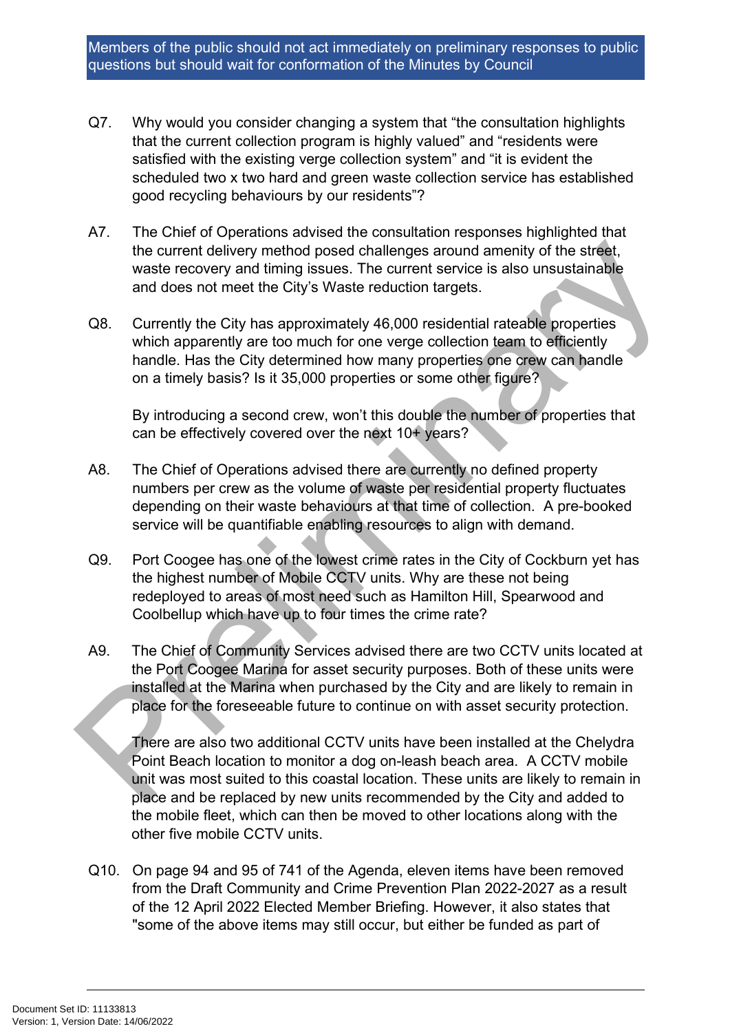Members of the public should not act immediately on preliminary responses to public questions but should wait for conformation of the Minutes by Council

Q7. Why would you consider changing a system that "the consultation highlights that the current collection program is highly valued" and "residents were satisfied with the existing verge collection system" and "it is evident the scheduled two x two hard and green waste collection service has established good recycling behaviours by our residents"?

A7. The Chief of Operations advised the consultation responses highlighted that the current delivery method posed challenges around amenity of the street, waste recovery and timing issues. The current service is also unsustainable and does not meet the City's Waste reduction targets.

Q8. Currently the City has approximately 46,000 residential rateable properties which apparently are too much for one verge collection team to efficiently handle. Has the City determined how many properties one crew can handle on a timely basis? Is it 35,000 properties or some other figure?

By introducing a second crew, won't this double the number of properties that can be effectively covered over the next 10+ years?

A8. The Chief of Operations advised there are currently no defined property numbers per crew as the volume of waste per residential property fluctuates depending on their waste behaviours at that time of collection. A pre-booked service will be quantifiable enabling resources to align with demand.

Q9. Port Coogee has one of the lowest crime rates in the City of Cockburn yet has the highest number of Mobile CCTV units. Why are these not being redeployed to areas of most need such as Hamilton Hill, Spearwood and Coolbellup which have up to four times the crime rate?

A9. The Chief of Community Services advised there are two CCTV units located at the Port Coogee Marina for asset security purposes. Both of these units were installed at the Marina when purchased by the City and are likely to remain in place for the foreseeable future to continue on with asset security protection.

There are also two additional CCTV units have been installed at the Chelydra Point Beach location to monitor a dog on-leash beach area. A CCTV mobile unit was most suited to this coastal location. These units are likely to remain in place and be replaced by new units recommended by the City and added to the mobile fleet, which can then be moved to other locations along with the other five mobile CCTV units.

Q10. On page 94 and 95 of 741 of the Agenda, eleven items have been removed from the Draft Community and Crime Prevention Plan 2022-2027 as a result of the 12 April 2022 Elected Member Briefing. However, it also states that "some of the above items may still occur, but either be funded as part of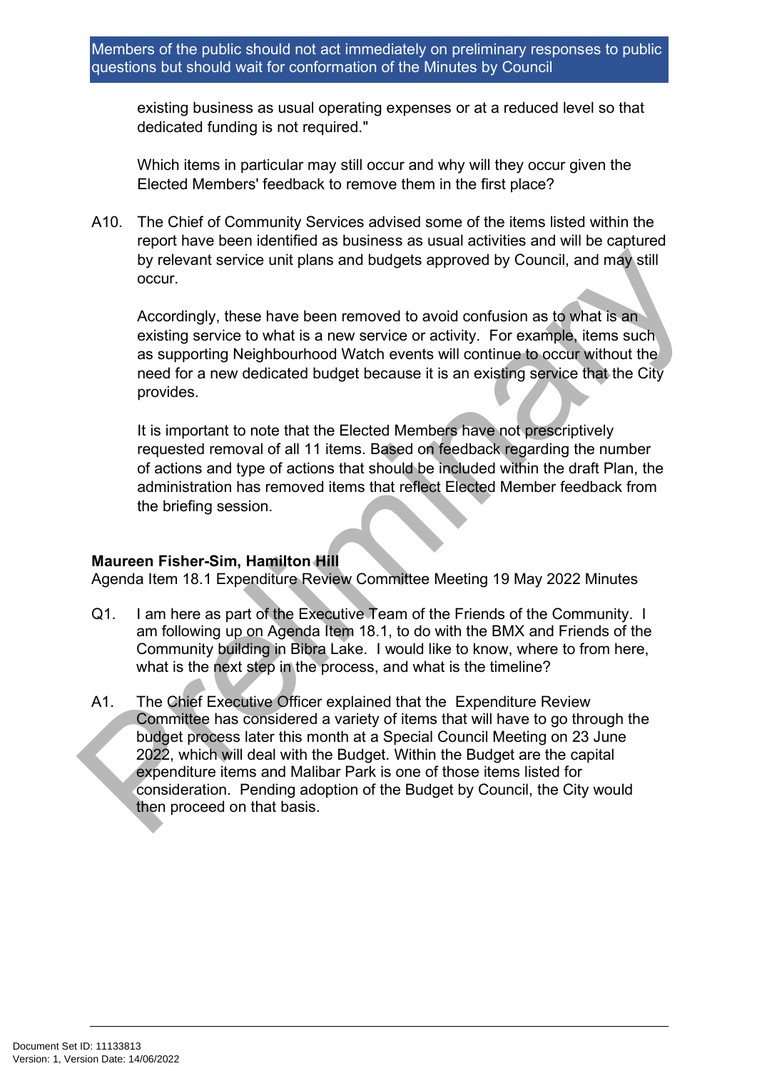existing business as usual operating expenses or at a reduced level so that dedicated funding is not required."

Which items in particular may still occur and why will they occur given the Elected Members' feedback to remove them in the first place?

A10. The Chief of Community Services advised some of the items listed within the report have been identified as business as usual activities and will be captured by relevant service unit plans and budgets approved by Council, and may still occur.

Accordingly, these have been removed to avoid confusion as to what is an existing service to what is a new service or activity. For example, items such as supporting Neighbourhood Watch events will continue to occur without the need for a new dedicated budget because it is an existing service that the City provides.

It is important to note that the Elected Members have not prescriptively requested removal of all 11 items. Based on feedback regarding the number of actions and type of actions that should be included within the draft Plan, the administration has removed items that reflect Elected Member feedback from the briefing session.

**Maureen Fisher-Sim, Hamilton Hill**
Agenda Item 18.1 Expenditure Review Committee Meeting 19 May 2022 Minutes

Q1. I am here as part of the Executive Team of the Friends of the Community. I am following up on Agenda Item 18.1, to do with the BMX and Friends of the Community building in Bibra Lake. I would like to know, where to from here, what is the next step in the process, and what is the timeline?

A1. The Chief Executive Officer explained that the Expenditure Review Committee has considered a variety of items that will have to go through the budget process later this month at a Special Council Meeting on 23 June 2022, which will deal with the Budget. Within the Budget are the capital expenditure items and Malibar Park is one of those items listed for consideration. Pending adoption of the Budget by Council, the City would then proceed on that basis.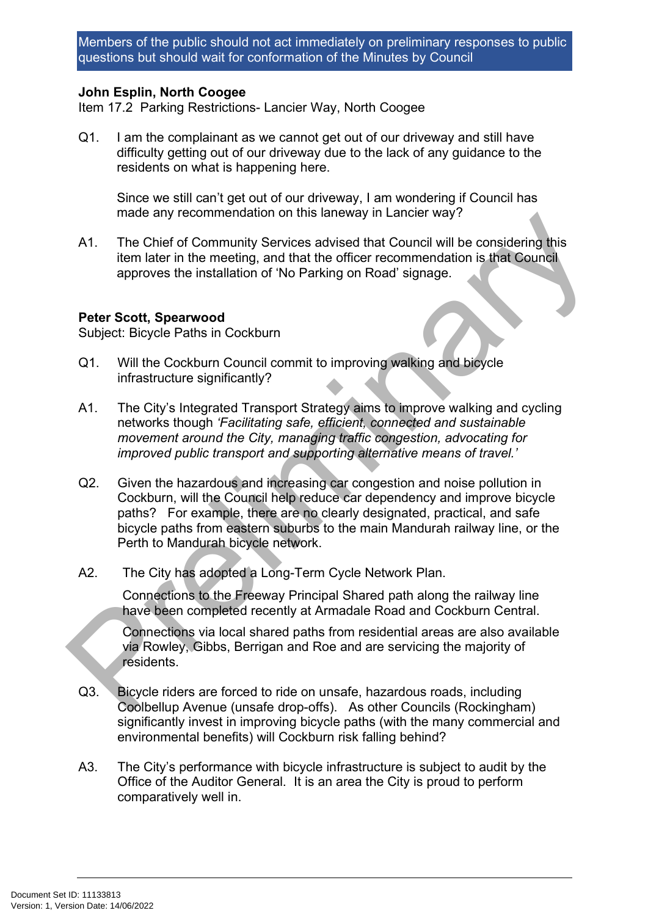Members of the public should not act immediately on preliminary responses to public questions but should wait for conformation of the Minutes by Council

**John Esplin, North Coogee**
Item 17.2 Parking Restrictions- Lancier Way, North Coogee

Q1. I am the complainant as we cannot get out of our driveway and still have difficulty getting out of our driveway due to the lack of any guidance to the residents on what is happening here.

Since we still can't get out of our driveway, I am wondering if Council has made any recommendation on this laneway in Lancier way?

A1. The Chief of Community Services advised that Council will be considering this item later in the meeting, and that the officer recommendation is that Council approves the installation of 'No Parking on Road' signage.

**Peter Scott, Spearwood**
Subject: Bicycle Paths in Cockburn

Q1. Will the Cockburn Council commit to improving walking and bicycle infrastructure significantly?

A1. The City's Integrated Transport Strategy aims to improve walking and cycling networks though *'Facilitating safe, efficient, connected and sustainable movement around the City, managing traffic congestion, advocating for improved public transport and supporting alternative means of travel.'*

Q2. Given the hazardous and increasing car congestion and noise pollution in Cockburn, will the Council help reduce car dependency and improve bicycle paths? For example, there are no clearly designated, practical, and safe bicycle paths from eastern suburbs to the main Mandurah railway line, or the Perth to Mandurah bicycle network.

A2. The City has adopted a Long-Term Cycle Network Plan.

Connections to the Freeway Principal Shared path along the railway line have been completed recently at Armadale Road and Cockburn Central.

Connections via local shared paths from residential areas are also available via Rowley, Gibbs, Berrigan and Roe and are servicing the majority of residents.

Q3. Bicycle riders are forced to ride on unsafe, hazardous roads, including Coolbellup Avenue (unsafe drop-offs). As other Councils (Rockingham) significantly invest in improving bicycle paths (with the many commercial and environmental benefits) will Cockburn risk falling behind?

A3. The City's performance with bicycle infrastructure is subject to audit by the Office of the Auditor General. It is an area the City is proud to perform comparatively well in.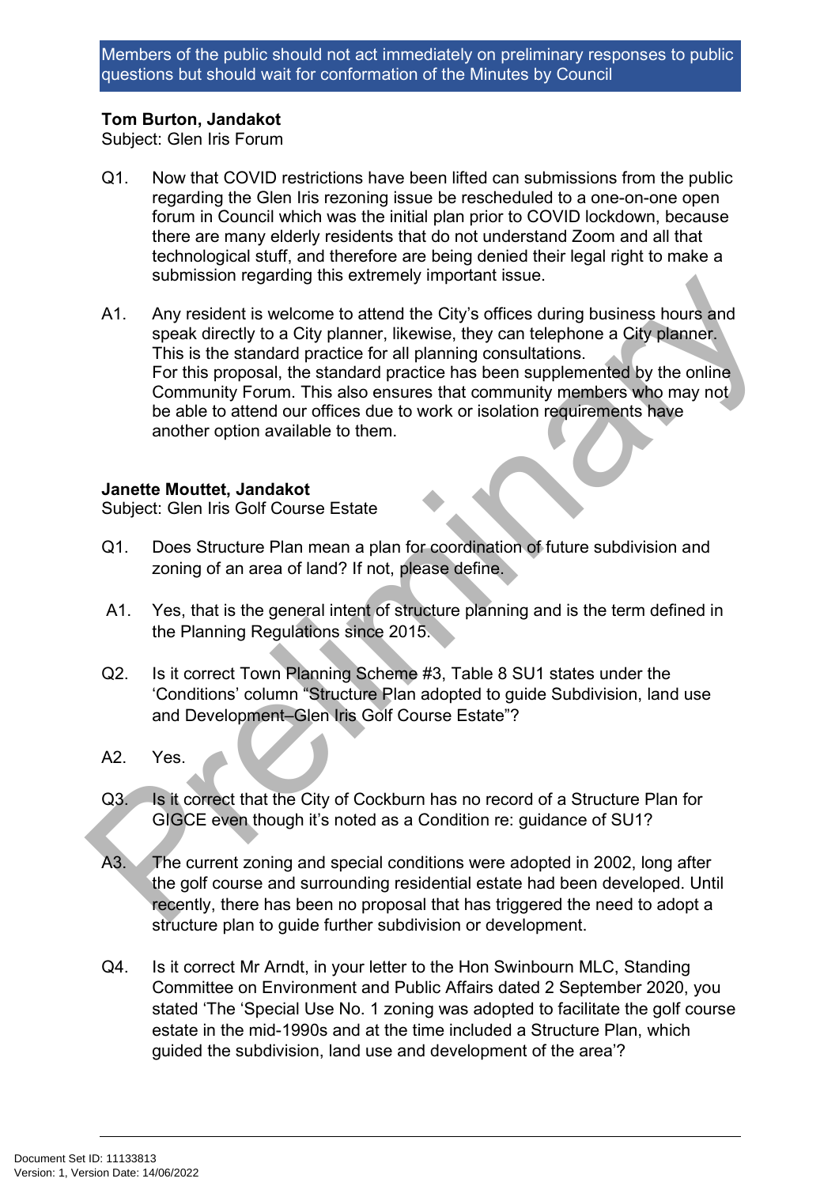Members of the public should not act immediately on preliminary responses to public questions but should wait for conformation of the Minutes by Council

**Tom Burton, Jandakot**
Subject: Glen Iris Forum

Q1. Now that COVID restrictions have been lifted can submissions from the public regarding the Glen Iris rezoning issue be rescheduled to a one-on-one open forum in Council which was the initial plan prior to COVID lockdown, because there are many elderly residents that do not understand Zoom and all that technological stuff, and therefore are being denied their legal right to make a submission regarding this extremely important issue.

A1. Any resident is welcome to attend the City's offices during business hours and speak directly to a City planner, likewise, they can telephone a City planner. This is the standard practice for all planning consultations.
For this proposal, the standard practice has been supplemented by the online Community Forum. This also ensures that community members who may not be able to attend our offices due to work or isolation requirements have another option available to them.

**Janette Mouttet, Jandakot**
Subject: Glen Iris Golf Course Estate

Q1. Does Structure Plan mean a plan for coordination of future subdivision and zoning of an area of land? If not, please define.

A1. Yes, that is the general intent of structure planning and is the term defined in the Planning Regulations since 2015.

Q2. Is it correct Town Planning Scheme #3, Table 8 SU1 states under the 'Conditions' column "Structure Plan adopted to guide Subdivision, land use and Development–Glen Iris Golf Course Estate"?

A2. Yes.

Q3. Is it correct that the City of Cockburn has no record of a Structure Plan for GIGCE even though it's noted as a Condition re: guidance of SU1?

A3. The current zoning and special conditions were adopted in 2002, long after the golf course and surrounding residential estate had been developed. Until recently, there has been no proposal that has triggered the need to adopt a structure plan to guide further subdivision or development.

Q4. Is it correct Mr Arndt, in your letter to the Hon Swinbourn MLC, Standing Committee on Environment and Public Affairs dated 2 September 2020, you stated 'The 'Special Use No. 1 zoning was adopted to facilitate the golf course estate in the mid-1990s and at the time included a Structure Plan, which guided the subdivision, land use and development of the area'?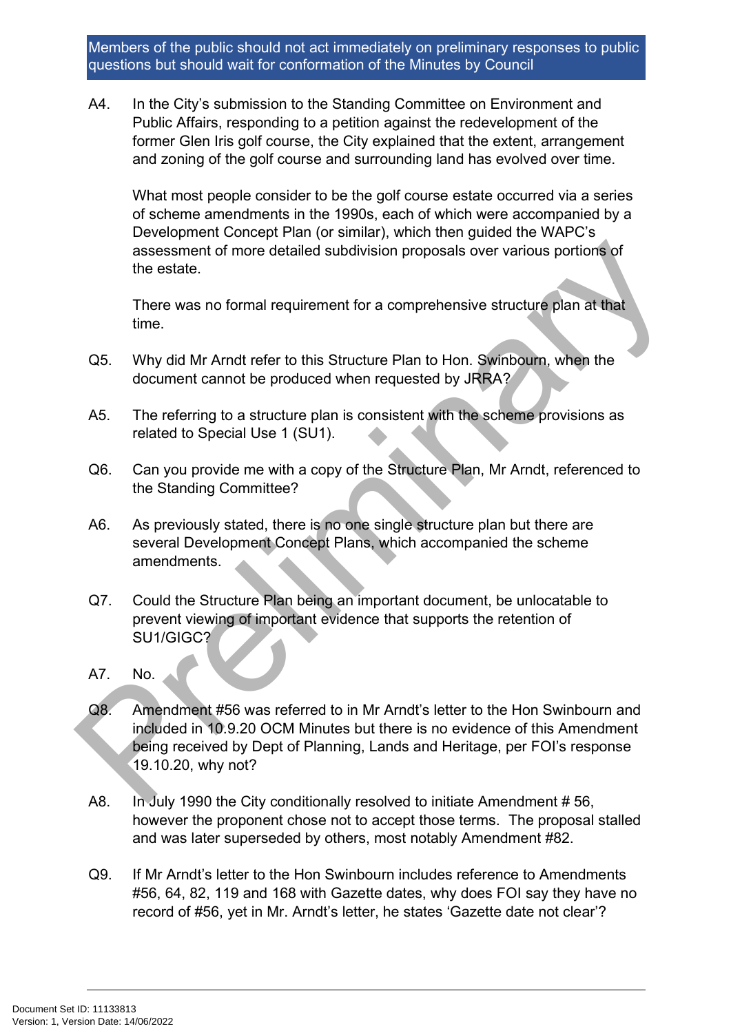Members of the public should not act immediately on preliminary responses to public questions but should wait for conformation of the Minutes by Council

A4. In the City's submission to the Standing Committee on Environment and Public Affairs, responding to a petition against the redevelopment of the former Glen Iris golf course, the City explained that the extent, arrangement and zoning of the golf course and surrounding land has evolved over time.

What most people consider to be the golf course estate occurred via a series of scheme amendments in the 1990s, each of which were accompanied by a Development Concept Plan (or similar), which then guided the WAPC's assessment of more detailed subdivision proposals over various portions of the estate.

There was no formal requirement for a comprehensive structure plan at that time.

Q5. Why did Mr Arndt refer to this Structure Plan to Hon. Swinbourn, when the document cannot be produced when requested by JRRA?

A5. The referring to a structure plan is consistent with the scheme provisions as related to Special Use 1 (SU1).

Q6. Can you provide me with a copy of the Structure Plan, Mr Arndt, referenced to the Standing Committee?

A6. As previously stated, there is no one single structure plan but there are several Development Concept Plans, which accompanied the scheme amendments.

Q7. Could the Structure Plan being an important document, be unlocatable to prevent viewing of important evidence that supports the retention of SU1/GIGC?

A7. No.

Q8. Amendment #56 was referred to in Mr Arndt's letter to the Hon Swinbourn and included in 10.9.20 OCM Minutes but there is no evidence of this Amendment being received by Dept of Planning, Lands and Heritage, per FOI's response 19.10.20, why not?

A8. In July 1990 the City conditionally resolved to initiate Amendment # 56, however the proponent chose not to accept those terms. The proposal stalled and was later superseded by others, most notably Amendment #82.

Q9. If Mr Arndt's letter to the Hon Swinbourn includes reference to Amendments #56, 64, 82, 119 and 168 with Gazette dates, why does FOI say they have no record of #56, yet in Mr. Arndt's letter, he states 'Gazette date not clear'?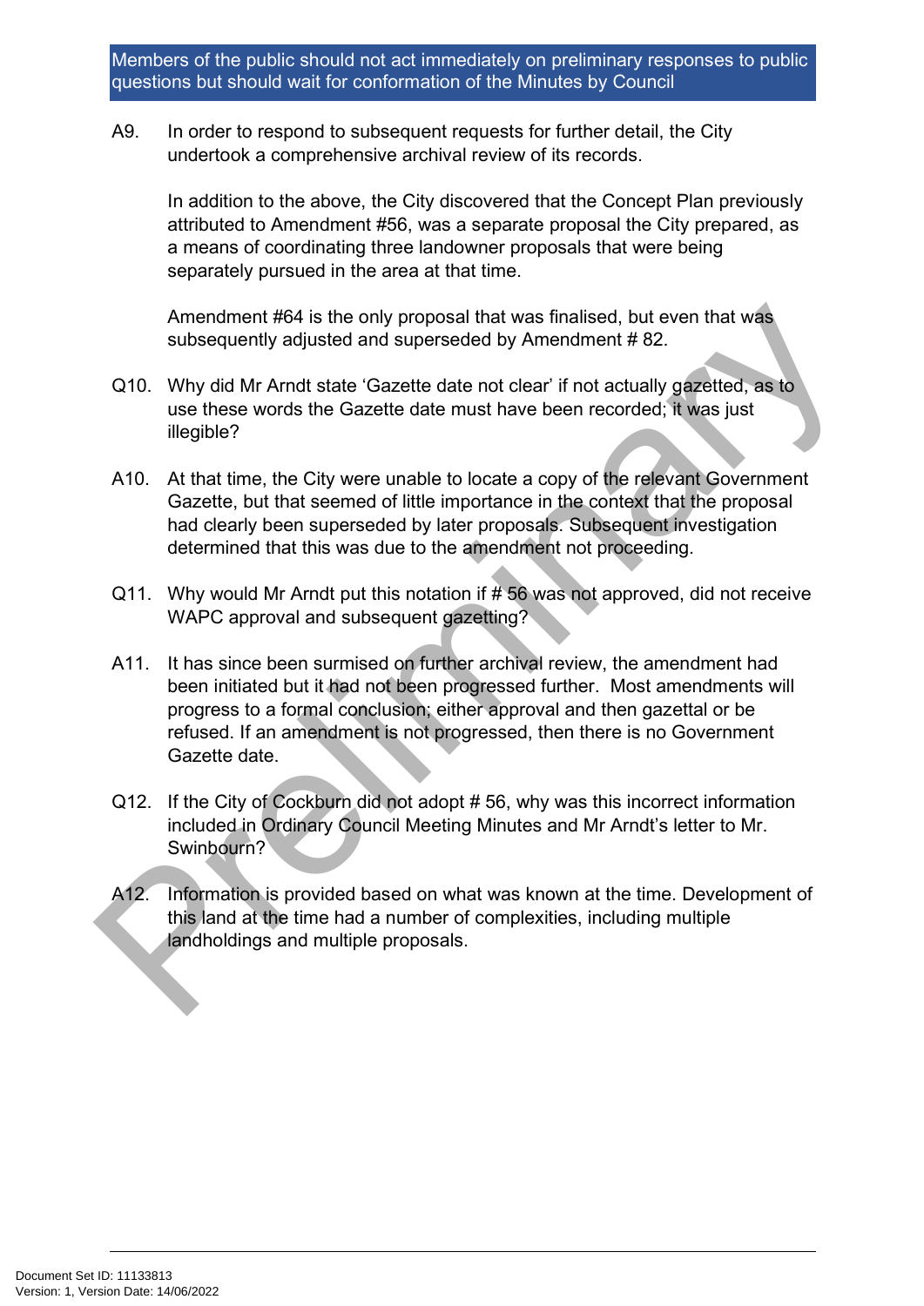A9. In order to respond to subsequent requests for further detail, the City undertook a comprehensive archival review of its records.

In addition to the above, the City discovered that the Concept Plan previously attributed to Amendment #56, was a separate proposal the City prepared, as a means of coordinating three landowner proposals that were being separately pursued in the area at that time.

Amendment #64 is the only proposal that was finalised, but even that was subsequently adjusted and superseded by Amendment # 82.

Q10. Why did Mr Arndt state 'Gazette date not clear' if not actually gazetted, as to use these words the Gazette date must have been recorded; it was just illegible?

A10. At that time, the City were unable to locate a copy of the relevant Government Gazette, but that seemed of little importance in the context that the proposal had clearly been superseded by later proposals. Subsequent investigation determined that this was due to the amendment not proceeding.

Q11. Why would Mr Arndt put this notation if # 56 was not approved, did not receive WAPC approval and subsequent gazetting?

A11. It has since been surmised on further archival review, the amendment had been initiated but it had not been progressed further. Most amendments will progress to a formal conclusion; either approval and then gazettal or be refused. If an amendment is not progressed, then there is no Government Gazette date.

Q12. If the City of Cockburn did not adopt # 56, why was this incorrect information included in Ordinary Council Meeting Minutes and Mr Arndt's letter to Mr. Swinbourn?

A12. Information is provided based on what was known at the time. Development of this land at the time had a number of complexities, including multiple landholdings and multiple proposals.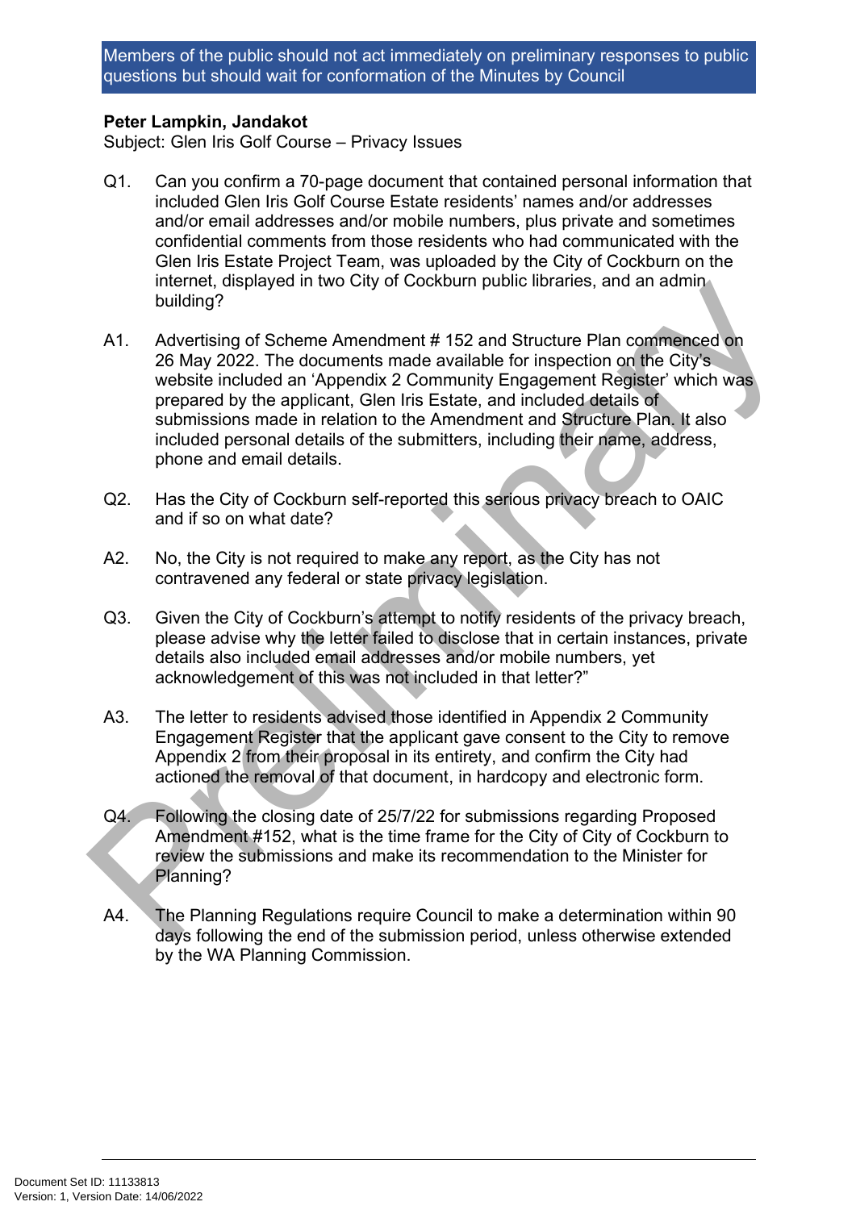Members of the public should not act immediately on preliminary responses to public questions but should wait for conformation of the Minutes by Council

**Peter Lampkin, Jandakot**
Subject: Glen Iris Golf Course – Privacy Issues

Q1. Can you confirm a 70-page document that contained personal information that included Glen Iris Golf Course Estate residents' names and/or addresses and/or email addresses and/or mobile numbers, plus private and sometimes confidential comments from those residents who had communicated with the Glen Iris Estate Project Team, was uploaded by the City of Cockburn on the internet, displayed in two City of Cockburn public libraries, and an admin building?

A1. Advertising of Scheme Amendment # 152 and Structure Plan commenced on 26 May 2022. The documents made available for inspection on the City's website included an 'Appendix 2 Community Engagement Register' which was prepared by the applicant, Glen Iris Estate, and included details of submissions made in relation to the Amendment and Structure Plan. It also included personal details of the submitters, including their name, address, phone and email details.

Q2. Has the City of Cockburn self-reported this serious privacy breach to OAIC and if so on what date?

A2. No, the City is not required to make any report, as the City has not contravened any federal or state privacy legislation.

Q3. Given the City of Cockburn's attempt to notify residents of the privacy breach, please advise why the letter failed to disclose that in certain instances, private details also included email addresses and/or mobile numbers, yet acknowledgement of this was not included in that letter?"

A3. The letter to residents advised those identified in Appendix 2 Community Engagement Register that the applicant gave consent to the City to remove Appendix 2 from their proposal in its entirety, and confirm the City had actioned the removal of that document, in hardcopy and electronic form.

Q4. Following the closing date of 25/7/22 for submissions regarding Proposed Amendment #152, what is the time frame for the City of City of Cockburn to review the submissions and make its recommendation to the Minister for Planning?

A4. The Planning Regulations require Council to make a determination within 90 days following the end of the submission period, unless otherwise extended by the WA Planning Commission.